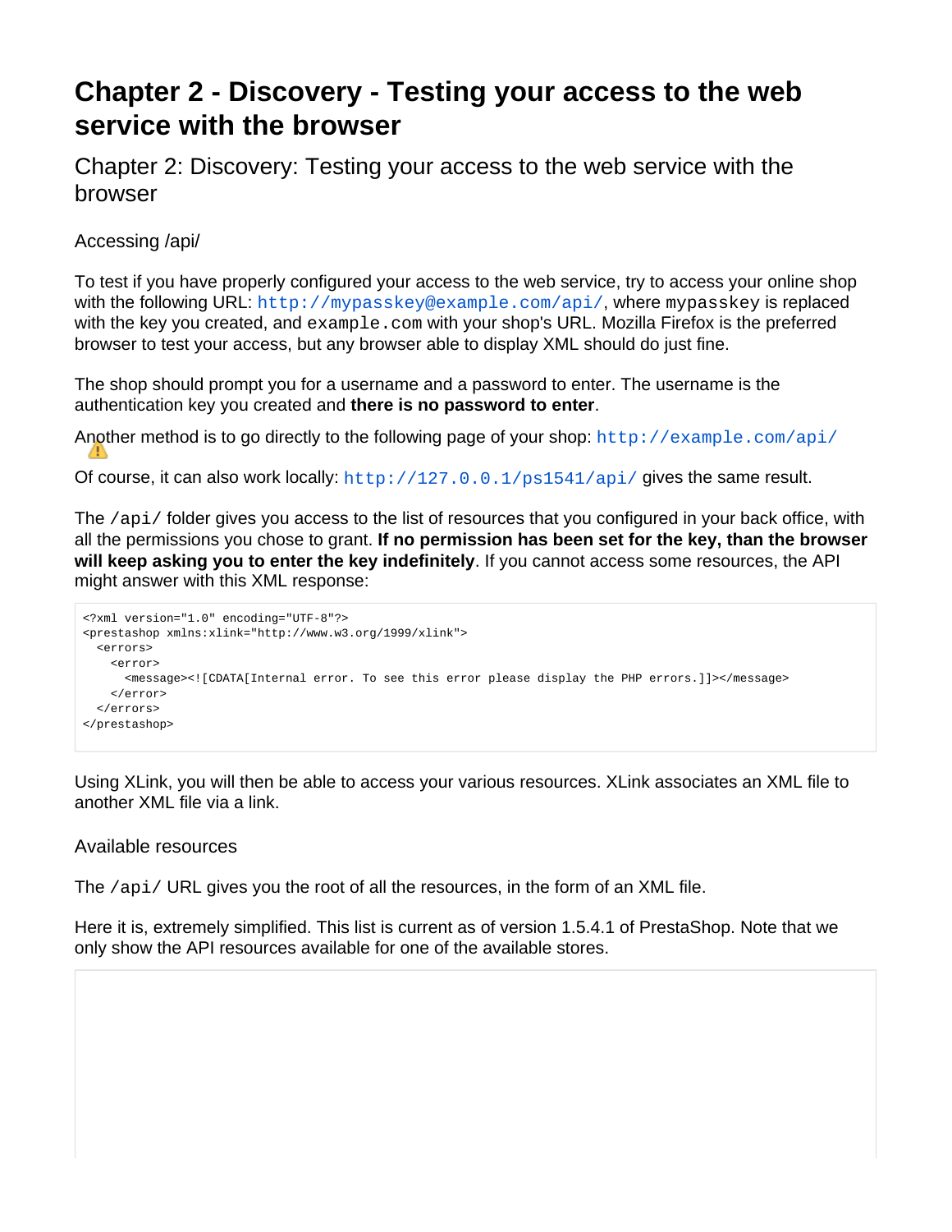# Chapter 2 - Discovery - Testing your access to the web service with the browser

## Chapter 2: Discovery: Testing your access to the web service with the browser

### Accessing /api/

To test if you have properly configured your access to the web service, try to access your online shop with the following URL: `http://mypasskey@example.com/api/`, where `mypasskey` is replaced with the key you created, and `example.com` with your shop's URL. Mozilla Firefox is the preferred browser to test your access, but any browser able to display XML should do just fine.

The shop should prompt you for a username and a password to enter. The username is the authentication key you created and **there is no password to enter**.

Another method is to go directly to the following page of your shop: `http://example.com/api/`

Of course, it can also work locally: `http://127.0.0.1/ps1541/api/` gives the same result.

The `/api/` folder gives you access to the list of resources that you configured in your back office, with all the permissions you chose to grant. **If no permission has been set for the key, than the browser will keep asking you to enter the key indefinitely**. If you cannot access some resources, the API might answer with this XML response:

```
<?xml version="1.0" encoding="UTF-8"?>
<prestashop xmlns:xlink="http://www.w3.org/1999/xlink">
  <errors>
    <error>
      <message><![CDATA[Internal error. To see this error please display the PHP errors.]]></message>
    </error>
  </errors>
</prestashop>
```

Using XLink, you will then be able to access your various resources. XLink associates an XML file to another XML file via a link.

### Available resources

The `/api/` URL gives you the root of all the resources, in the form of an XML file.

Here it is, extremely simplified. This list is current as of version 1.5.4.1 of PrestaShop. Note that we only show the API resources available for one of the available stores.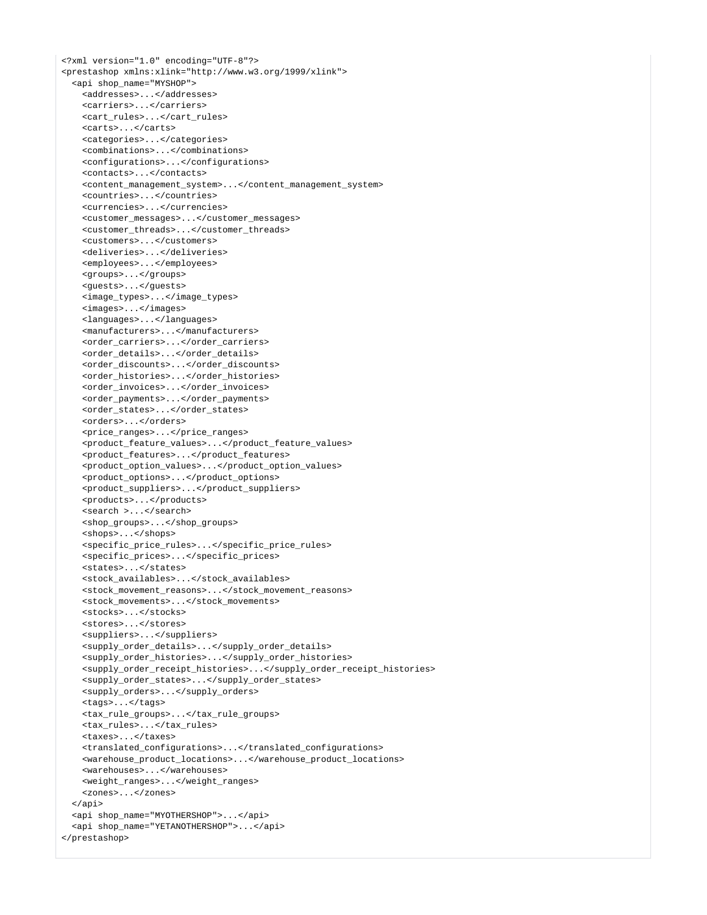```
<?xml version="1.0" encoding="UTF-8"?>
<prestashop xmlns:xlink="http://www.w3.org/1999/xlink">
  <api shop_name="MYSHOP">
    <addresses>...</addresses>
    <carriers>...</carriers>
    <cart_rules>...</cart_rules>
    <carts>...</carts>
    <categories>...</categories>
    <combinations>...</combinations>
    <configurations>...</configurations>
    <contacts>...</contacts>
    <content_management_system>...</content_management_system>
    <countries>...</countries>
    <currencies>...</currencies>
    <customer_messages>...</customer_messages>
    <customer_threads>...</customer_threads>
    <customers>...</customers>
    <deliveries>...</deliveries>
    <employees>...</employees>
    <groups>...</groups>
    <guests>...</guests>
    <image_types>...</image_types>
    <images>...</images>
    <languages>...</languages>
    <manufacturers>...</manufacturers>
    <order_carriers>...</order_carriers>
    <order_details>...</order_details>
    <order_discounts>...</order_discounts>
    <order_histories>...</order_histories>
    <order_invoices>...</order_invoices>
    <order_payments>...</order_payments>
    <order_states>...</order_states>
    <orders>...</orders>
    <price_ranges>...</price_ranges>
    <product_feature_values>...</product_feature_values>
    <product_features>...</product_features>
    <product_option_values>...</product_option_values>
    <product_options>...</product_options>
    <product_suppliers>...</product_suppliers>
    <products>...</products>
    <search >...</search>
    <shop_groups>...</shop_groups>
    <shops>...</shops>
    <specific_price_rules>...</specific_price_rules>
    <specific_prices>...</specific_prices>
    <states>...</states>
    <stock_availables>...</stock_availables>
    <stock_movement_reasons>...</stock_movement_reasons>
    <stock_movements>...</stock_movements>
    <stocks>...</stocks>
    <stores>...</stores>
    <suppliers>...</suppliers>
    <supply_order_details>...</supply_order_details>
    <supply_order_histories>...</supply_order_histories>
    <supply_order_receipt_histories>...</supply_order_receipt_histories>
    <supply_order_states>...</supply_order_states>
    <supply_orders>...</supply_orders>
    <tags>...</tags>
    <tax_rule_groups>...</tax_rule_groups>
    <tax_rules>...</tax_rules>
    <taxes>...</taxes>
    <translated_configurations>...</translated_configurations>
    <warehouse_product_locations>...</warehouse_product_locations>
    <warehouses>...</warehouses>
    <weight_ranges>...</weight_ranges>
    <zones>...</zones>
  </api>
  <api shop_name="MYOTHERSHOP">...</api>
  <api shop_name="YETANOTHERSHOP">...</api>
</prestashop>
```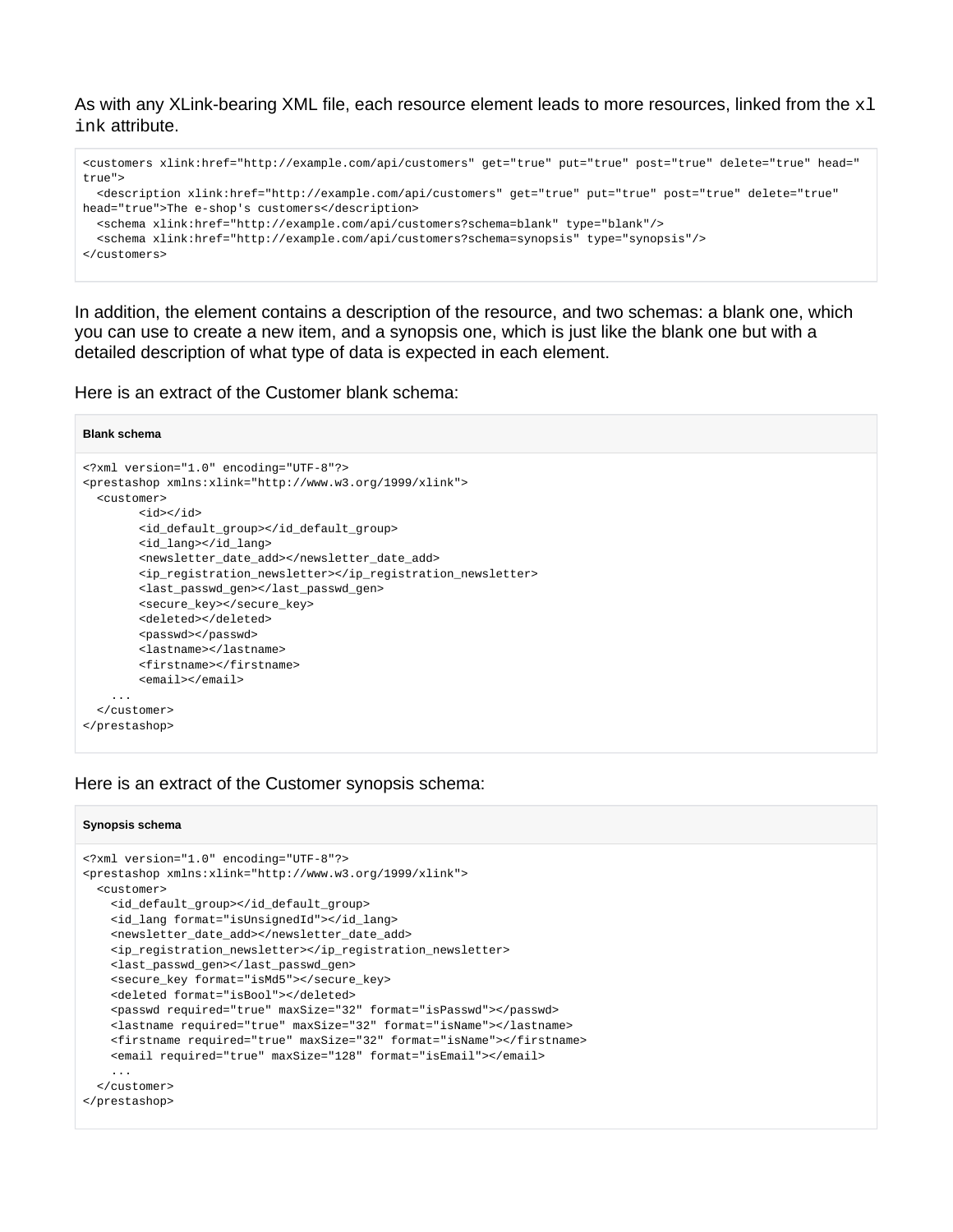As with any XLink-bearing XML file, each resource element leads to more resources, linked from the `xlink` attribute.

```
<customers xlink:href="http://example.com/api/customers" get="true" put="true" post="true" delete="true" head="true">
  <description xlink:href="http://example.com/api/customers" get="true" put="true" post="true" delete="true" head="true">The e-shop's customers</description>
  <schema xlink:href="http://example.com/api/customers?schema=blank" type="blank"/>
  <schema xlink:href="http://example.com/api/customers?schema=synopsis" type="synopsis"/>
</customers>
```

In addition, the element contains a description of the resource, and two schemas: a blank one, which you can use to create a new item, and a synopsis one, which is just like the blank one but with a detailed description of what type of data is expected in each element.

Here is an extract of the Customer blank schema:

**Blank schema**

```
<?xml version="1.0" encoding="UTF-8"?>
<prestashop xmlns:xlink="http://www.w3.org/1999/xlink">
  <customer>
        <id></id>
        <id_default_group></id_default_group>
        <id_lang></id_lang>
        <newsletter_date_add></newsletter_date_add>
        <ip_registration_newsletter></ip_registration_newsletter>
        <last_passwd_gen></last_passwd_gen>
        <secure_key></secure_key>
        <deleted></deleted>
        <passwd></passwd>
        <lastname></lastname>
        <firstname></firstname>
        <email></email>
    ...
  </customer>
</prestashop>
```

Here is an extract of the Customer synopsis schema:

**Synopsis schema**

```
<?xml version="1.0" encoding="UTF-8"?>
<prestashop xmlns:xlink="http://www.w3.org/1999/xlink">
  <customer>
    <id_default_group></id_default_group>
    <id_lang format="isUnsignedId"></id_lang>
    <newsletter_date_add></newsletter_date_add>
    <ip_registration_newsletter></ip_registration_newsletter>
    <last_passwd_gen></last_passwd_gen>
    <secure_key format="isMd5"></secure_key>
    <deleted format="isBool"></deleted>
    <passwd required="true" maxSize="32" format="isPasswd"></passwd>
    <lastname required="true" maxSize="32" format="isName"></lastname>
    <firstname required="true" maxSize="32" format="isName"></firstname>
    <email required="true" maxSize="128" format="isEmail"></email>
    ...
  </customer>
</prestashop>
```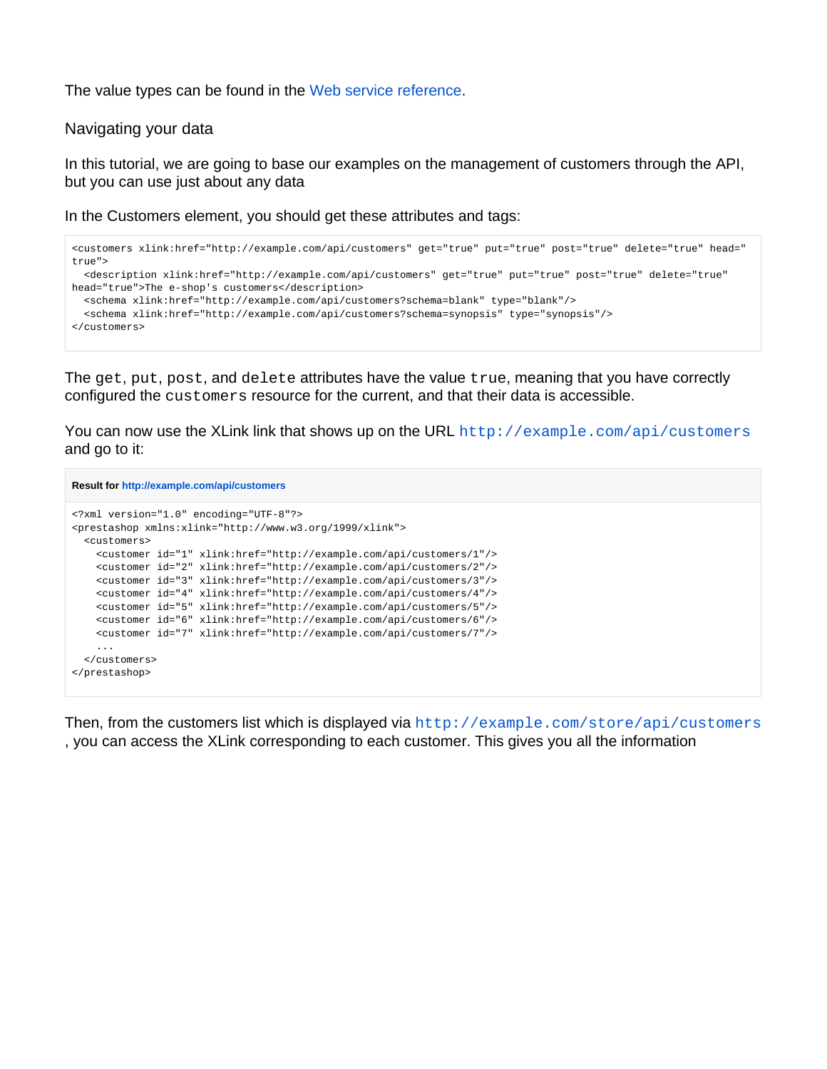The value types can be found in the Web service reference.

Navigating your data

In this tutorial, we are going to base our examples on the management of customers through the API, but you can use just about any data

In the Customers element, you should get these attributes and tags:

```
<customers xlink:href="http://example.com/api/customers" get="true" put="true" post="true" delete="true" head="true">
  <description xlink:href="http://example.com/api/customers" get="true" put="true" post="true" delete="true" head="true">The e-shop's customers</description>
  <schema xlink:href="http://example.com/api/customers?schema=blank" type="blank"/>
  <schema xlink:href="http://example.com/api/customers?schema=synopsis" type="synopsis"/>
</customers>
```

The `get`, `put`, `post`, and `delete` attributes have the value `true`, meaning that you have correctly configured the `customers` resource for the current, and that their data is accessible.

You can now use the XLink link that shows up on the URL `http://example.com/api/customers` and go to it:

**Result for http://example.com/api/customers**

```
<?xml version="1.0" encoding="UTF-8"?>
<prestashop xmlns:xlink="http://www.w3.org/1999/xlink">
  <customers>
    <customer id="1" xlink:href="http://example.com/api/customers/1"/>
    <customer id="2" xlink:href="http://example.com/api/customers/2"/>
    <customer id="3" xlink:href="http://example.com/api/customers/3"/>
    <customer id="4" xlink:href="http://example.com/api/customers/4"/>
    <customer id="5" xlink:href="http://example.com/api/customers/5"/>
    <customer id="6" xlink:href="http://example.com/api/customers/6"/>
    <customer id="7" xlink:href="http://example.com/api/customers/7"/>
    ...
  </customers>
</prestashop>
```

Then, from the customers list which is displayed via `http://example.com/store/api/customers` , you can access the XLink corresponding to each customer. This gives you all the information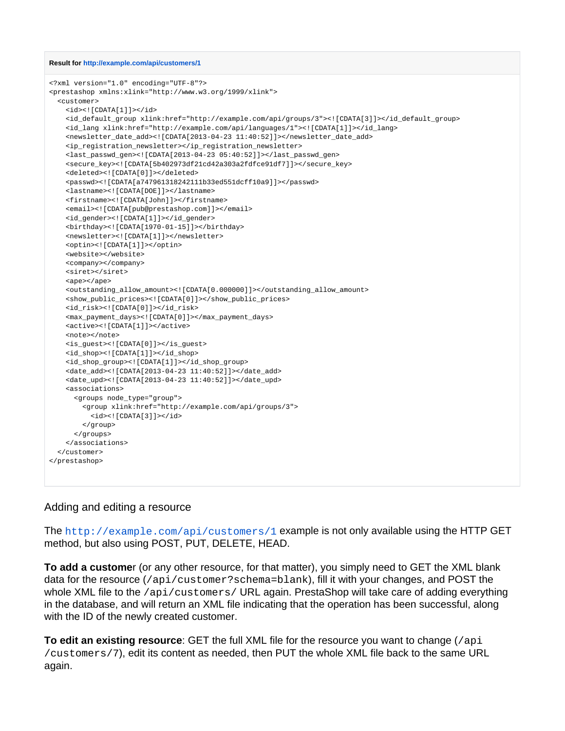**Result for http://example.com/api/customers/1**

```
<?xml version="1.0" encoding="UTF-8"?>
<prestashop xmlns:xlink="http://www.w3.org/1999/xlink">
  <customer>
    <id><![CDATA[1]]></id>
    <id_default_group xlink:href="http://example.com/api/groups/3"><![CDATA[3]]></id_default_group>
    <id_lang xlink:href="http://example.com/api/languages/1"><![CDATA[1]]></id_lang>
    <newsletter_date_add><![CDATA[2013-04-23 11:40:52]]></newsletter_date_add>
    <ip_registration_newsletter></ip_registration_newsletter>
    <last_passwd_gen><![CDATA[2013-04-23 05:40:52]]></last_passwd_gen>
    <secure_key><![CDATA[5b402973df21cd42a303a2fdfce91df7]]></secure_key>
    <deleted><![CDATA[0]]></deleted>
    <passwd><![CDATA[a747961318242111b33ed551dcff10a9]]></passwd>
    <lastname><![CDATA[DOE]]></lastname>
    <firstname><![CDATA[John]]></firstname>
    <email><![CDATA[pub@prestashop.com]]></email>
    <id_gender><![CDATA[1]]></id_gender>
    <birthday><![CDATA[1970-01-15]]></birthday>
    <newsletter><![CDATA[1]]></newsletter>
    <optin><![CDATA[1]]></optin>
    <website></website>
    <company></company>
    <siret></siret>
    <ape></ape>
    <outstanding_allow_amount><![CDATA[0.000000]]></outstanding_allow_amount>
    <show_public_prices><![CDATA[0]]></show_public_prices>
    <id_risk><![CDATA[0]]></id_risk>
    <max_payment_days><![CDATA[0]]></max_payment_days>
    <active><![CDATA[1]]></active>
    <note></note>
    <is_guest><![CDATA[0]]></is_guest>
    <id_shop><![CDATA[1]]></id_shop>
    <id_shop_group><![CDATA[1]]></id_shop_group>
    <date_add><![CDATA[2013-04-23 11:40:52]]></date_add>
    <date_upd><![CDATA[2013-04-23 11:40:52]]></date_upd>
    <associations>
      <groups node_type="group">
        <group xlink:href="http://example.com/api/groups/3">
          <id><![CDATA[3]]></id>
        </group>
      </groups>
    </associations>
  </customer>
</prestashop>
```

## Adding and editing a resource

The `http://example.com/api/customers/1` example is not only available using the HTTP GET method, but also using POST, PUT, DELETE, HEAD.

**To add a custome**r (or any other resource, for that matter), you simply need to GET the XML blank data for the resource (`/api/customer?schema=blank`), fill it with your changes, and POST the whole XML file to the `/api/customers/` URL again. PrestaShop will take care of adding everything in the database, and will return an XML file indicating that the operation has been successful, along with the ID of the newly created customer.

**To edit an existing resource**: GET the full XML file for the resource you want to change (`/api/customers/7`), edit its content as needed, then PUT the whole XML file back to the same URL again.